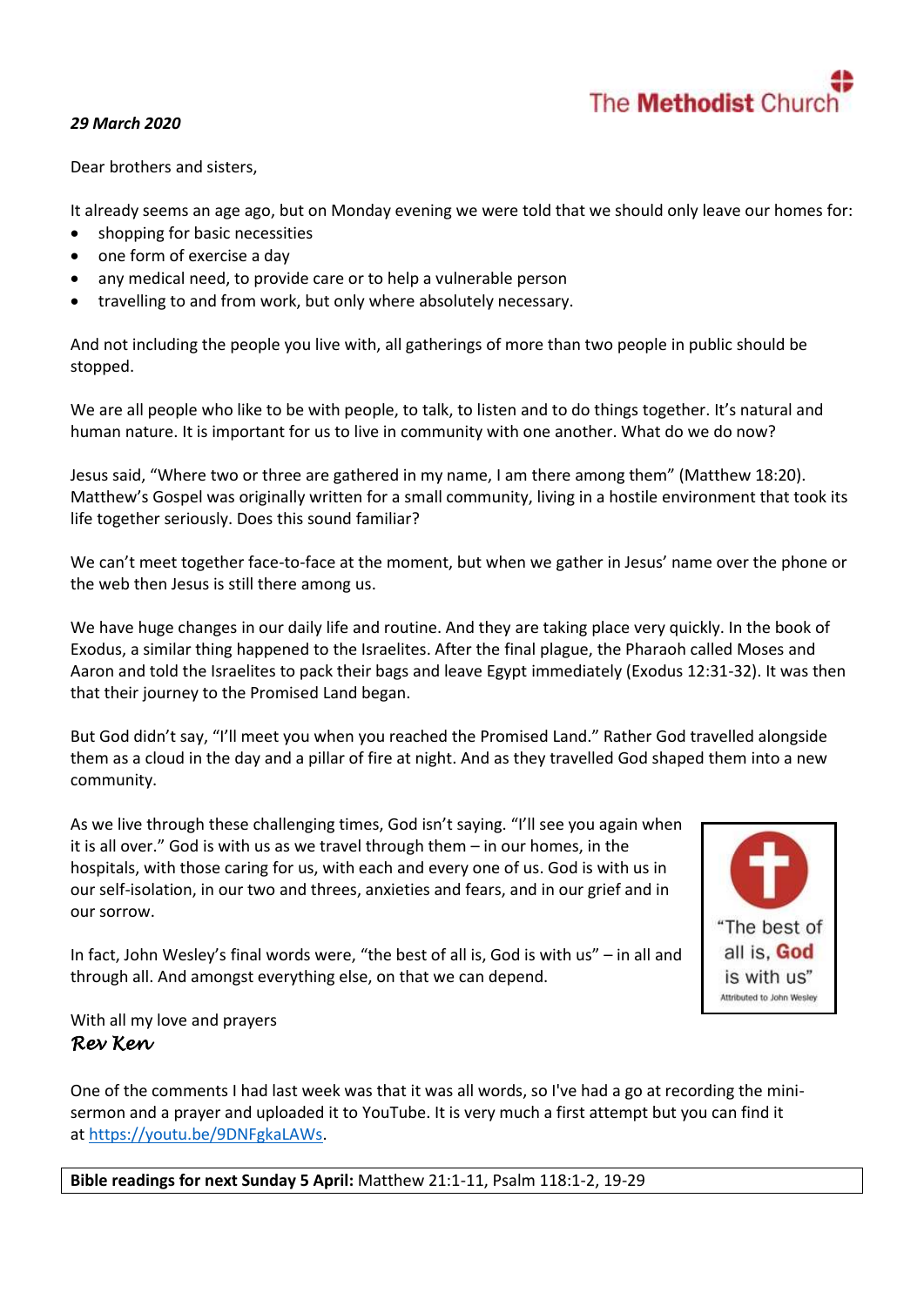The Methodist Church

*29 March 2020*

Dear brothers and sisters,

It already seems an age ago, but on Monday evening we were told that we should only leave our homes for:

- shopping for basic necessities
- one form of exercise a day
- any medical need, to provide care or to help a vulnerable person
- travelling to and from work, but only where absolutely necessary.

And not including the people you live with, all gatherings of more than two people in public should be stopped.

We are all people who like to be with people, to talk, to listen and to do things together. It's natural and human nature. It is important for us to live in community with one another. What do we do now?

Jesus said, "Where two or three are gathered in my name, I am there among them" (Matthew 18:20). Matthew's Gospel was originally written for a small community, living in a hostile environment that took its life together seriously. Does this sound familiar?

We can't meet together face-to-face at the moment, but when we gather in Jesus' name over the phone or the web then Jesus is still there among us.

We have huge changes in our daily life and routine. And they are taking place very quickly. In the book of Exodus, a similar thing happened to the Israelites. After the final plague, the Pharaoh called Moses and Aaron and told the Israelites to pack their bags and leave Egypt immediately (Exodus 12:31-32). It was then that their journey to the Promised Land began.

But God didn't say, "I'll meet you when you reached the Promised Land." Rather God travelled alongside them as a cloud in the day and a pillar of fire at night. And as they travelled God shaped them into a new community.

As we live through these challenging times, God isn't saying. "I'll see you again when it is all over." God is with us as we travel through them – in our homes, in the hospitals, with those caring for us, with each and every one of us. God is with us in our self-isolation, in our two and threes, anxieties and fears, and in our grief and in our sorrow.

In fact, John Wesley's final words were, "the best of all is, God is with us" – in all and through all. And amongst everything else, on that we can depend.

"The best of all is, **God** is with us"
Attributed to John Wesley

With all my love and prayers
*Rev Ken*

One of the comments I had last week was that it was all words, so I've had a go at recording the mini-sermon and a prayer and uploaded it to YouTube. It is very much a first attempt but you can find it at https://youtu.be/9DNFgkaLAWs.

**Bible readings for next Sunday 5 April:** Matthew 21:1-11, Psalm 118:1-2, 19-29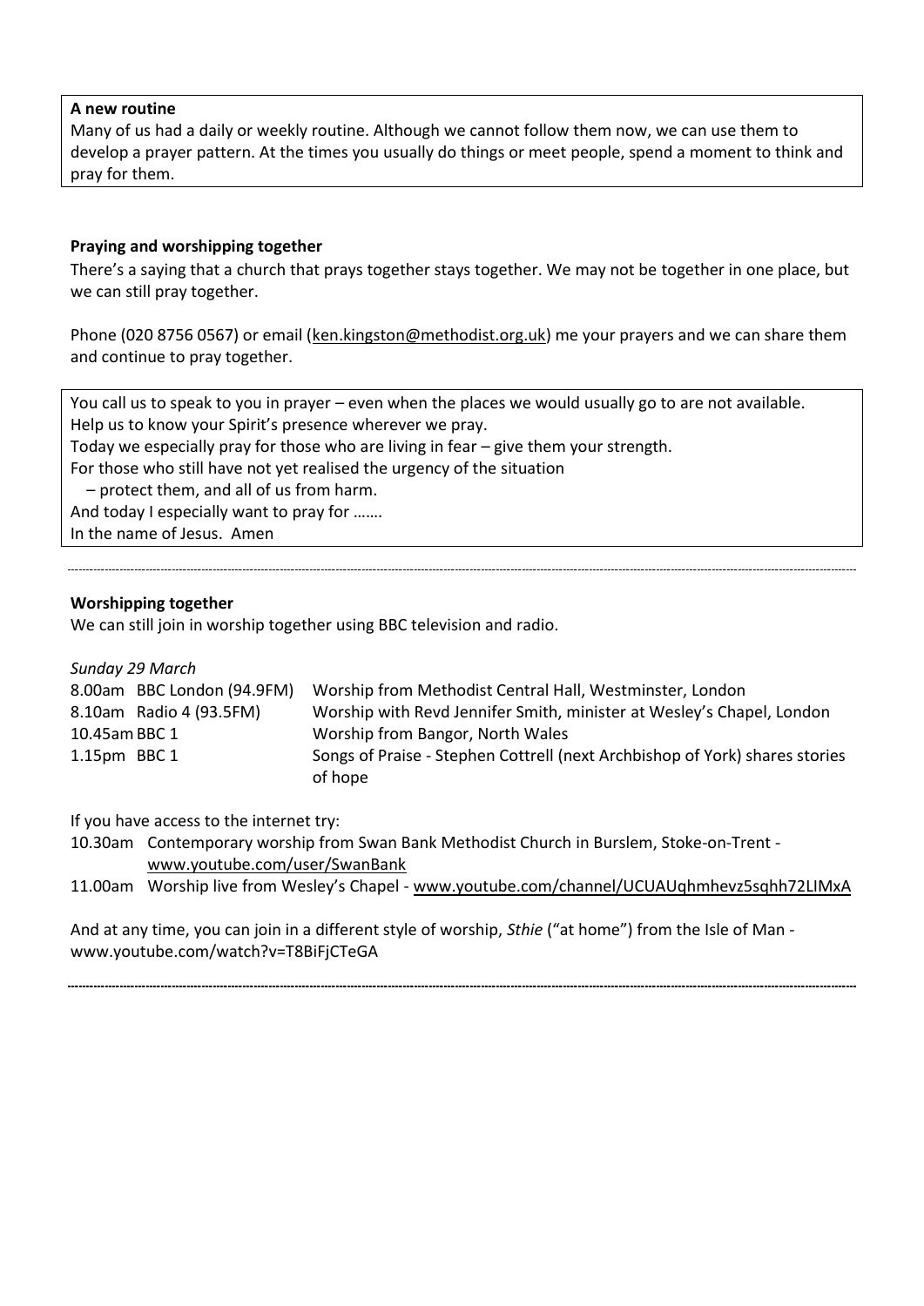**A new routine**

Many of us had a daily or weekly routine. Although we cannot follow them now, we can use them to develop a prayer pattern. At the times you usually do things or meet people, spend a moment to think and pray for them.

**Praying and worshipping together**

There's a saying that a church that prays together stays together. We may not be together in one place, but we can still pray together.

Phone (020 8756 0567) or email (ken.kingston@methodist.org.uk) me your prayers and we can share them and continue to pray together.

You call us to speak to you in prayer – even when the places we would usually go to are not available.
Help us to know your Spirit's presence wherever we pray.
Today we especially pray for those who are living in fear – give them your strength.
For those who still have not yet realised the urgency of the situation
– protect them, and all of us from harm.
And today I especially want to pray for …….
In the name of Jesus. Amen

---

**Worshipping together**

We can still join in worship together using BBC television and radio.

*Sunday 29 March*

| | |
|---|---|
| 8.00am BBC London (94.9FM) | Worship from Methodist Central Hall, Westminster, London |
| 8.10am Radio 4 (93.5FM) | Worship with Revd Jennifer Smith, minister at Wesley's Chapel, London |
| 10.45am BBC 1 | Worship from Bangor, North Wales |
| 1.15pm BBC 1 | Songs of Praise - Stephen Cottrell (next Archbishop of York) shares stories of hope |

If you have access to the internet try:

10.30am Contemporary worship from Swan Bank Methodist Church in Burslem, Stoke-on-Trent - www.youtube.com/user/SwanBank

11.00am Worship live from Wesley's Chapel - www.youtube.com/channel/UCUAUqhmhevz5sqhh72LIMxA

And at any time, you can join in a different style of worship, *Sthie* ("at home") from the Isle of Man - www.youtube.com/watch?v=T8BiFjCTeGA

---